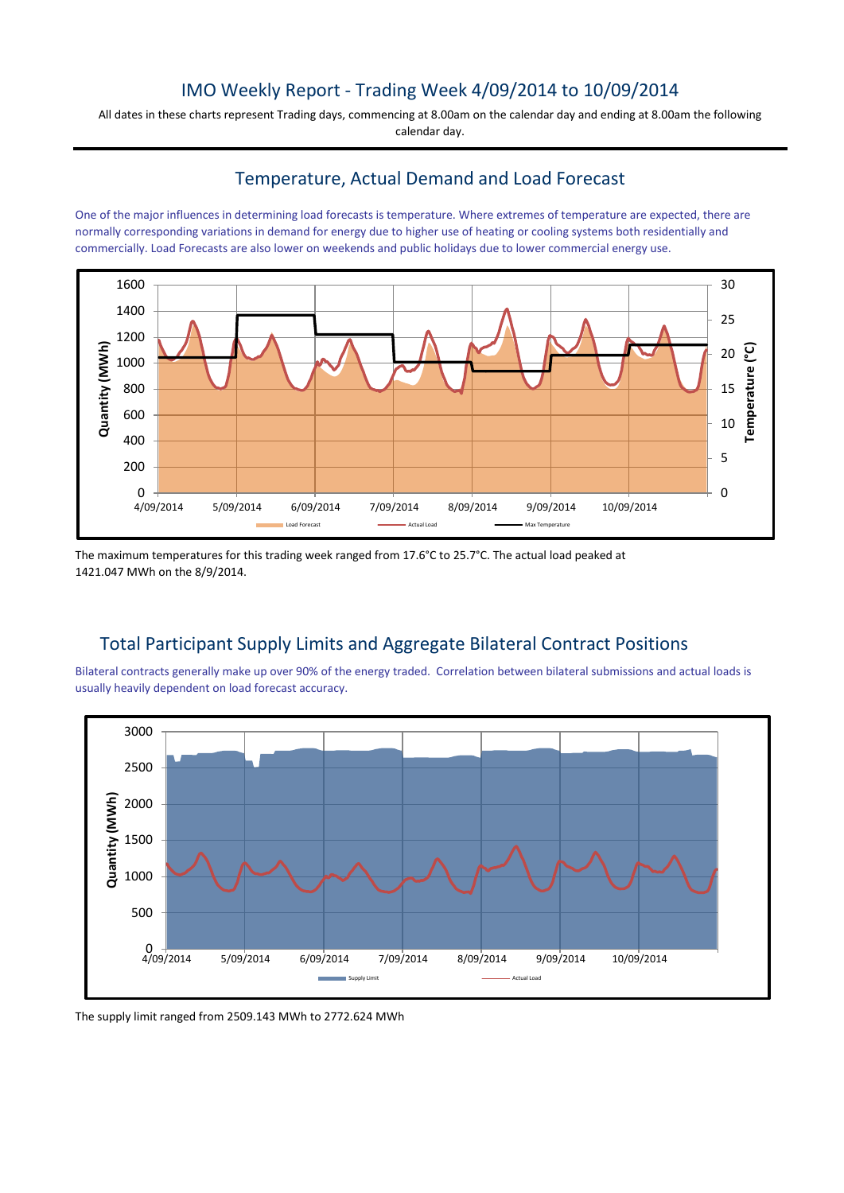# IMO Weekly Report - Trading Week 4/09/2014 to 10/09/2014

All dates in these charts represent Trading days, commencing at 8.00am on the calendar day and ending at 8.00am the following calendar day.

## Temperature, Actual Demand and Load Forecast

One of the major influences in determining load forecasts is temperature. Where extremes of temperature are expected, there are normally corresponding variations in demand for energy due to higher use of heating or cooling systems both residentially and commercially. Load Forecasts are also lower on weekends and public holidays due to lower commercial energy use.

The maximum temperatures for this trading week ranged from 17.6°C to 25.7°C. The actual load peaked at 1421.047 MWh on the 8/9/2014.

## Total Participant Supply Limits and Aggregate Bilateral Contract Positions

Bilateral contracts generally make up over 90% of the energy traded. Correlation between bilateral submissions and actual loads is usually heavily dependent on load forecast accuracy.

The supply limit ranged from 2509.143 MWh to 2772.624 MWh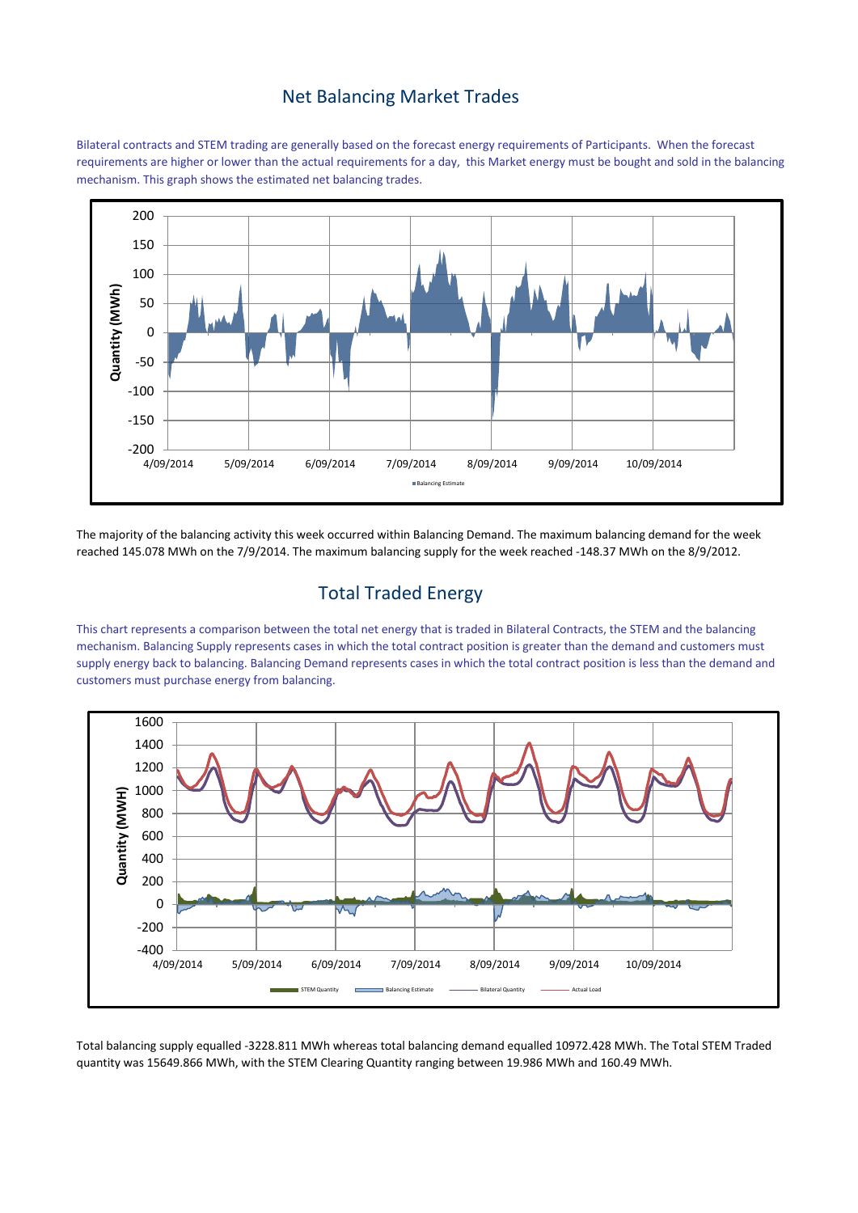## Net Balancing Market Trades

Bilateral contracts and STEM trading are generally based on the forecast energy requirements of Participants. When the forecast requirements are higher or lower than the actual requirements for a day, this Market energy must be bought and sold in the balancing mechanism. This graph shows the estimated net balancing trades.

The majority of the balancing activity this week occurred within Balancing Demand. The maximum balancing demand for the week reached 145.078 MWh on the 7/9/2014. The maximum balancing supply for the week reached -148.37 MWh on the 8/9/2012.

## Total Traded Energy

This chart represents a comparison between the total net energy that is traded in Bilateral Contracts, the STEM and the balancing mechanism. Balancing Supply represents cases in which the total contract position is greater than the demand and customers must supply energy back to balancing. Balancing Demand represents cases in which the total contract position is less than the demand and customers must purchase energy from balancing.

Total balancing supply equalled -3228.811 MWh whereas total balancing demand equalled 10972.428 MWh. The Total STEM Traded quantity was 15649.866 MWh, with the STEM Clearing Quantity ranging between 19.986 MWh and 160.49 MWh.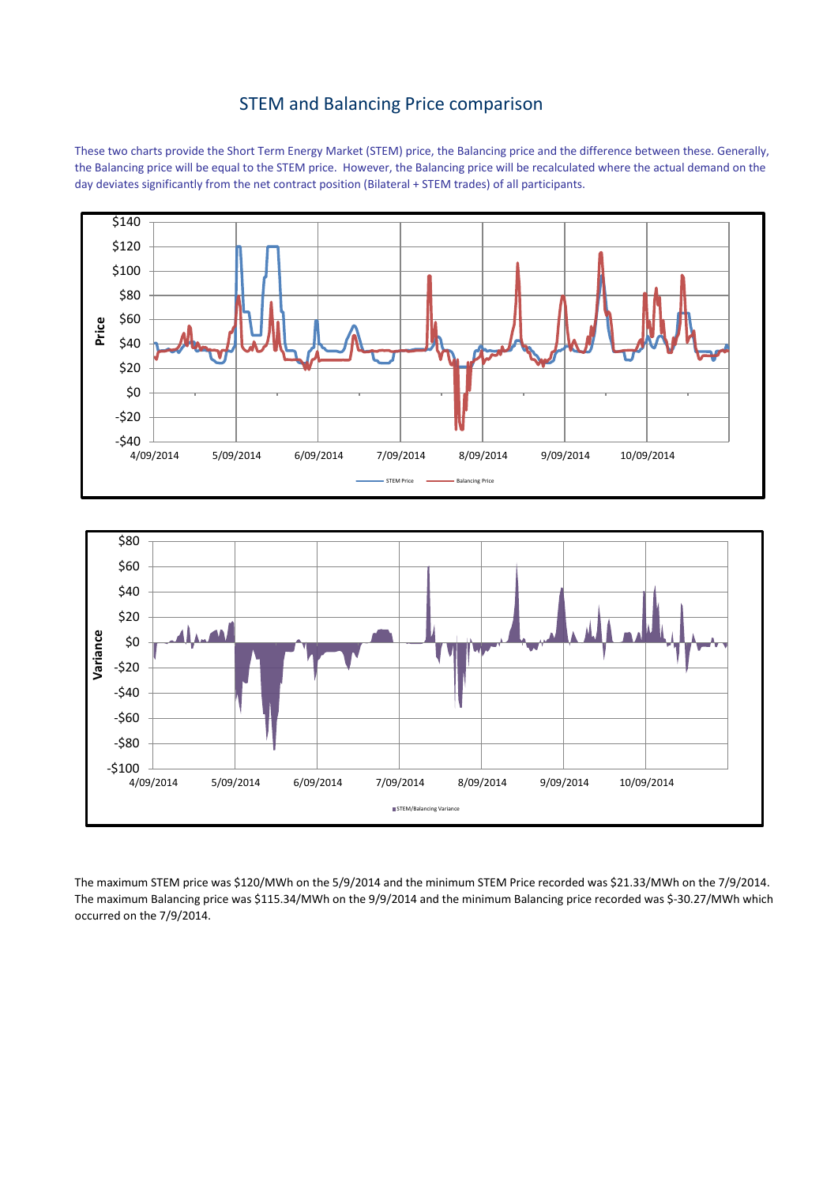# STEM and Balancing Price comparison

These two charts provide the Short Term Energy Market (STEM) price, the Balancing price and the difference between these. Generally, the Balancing price will be equal to the STEM price. However, the Balancing price will be recalculated where the actual demand on the day deviates significantly from the net contract position (Bilateral + STEM trades) of all participants.

$140
$120
$100
$80
$60
$40
$20
$0
-$20
-$40

Price

4/09/2014
5/09/2014
6/09/2014
7/09/2014
8/09/2014
9/09/2014
10/09/2014

STEM Price
Balancing Price

$80
$60
$40
$20
$0
-$20
-$40
-$60
-$80
-$100

Variance

4/09/2014
5/09/2014
6/09/2014
7/09/2014
8/09/2014
9/09/2014
10/09/2014

STEM/Balancing Variance

The maximum STEM price was $120/MWh on the 5/9/2014 and the minimum STEM Price recorded was $21.33/MWh on the 7/9/2014. The maximum Balancing price was $115.34/MWh on the 9/9/2014 and the minimum Balancing price recorded was $-30.27/MWh which occurred on the 7/9/2014.